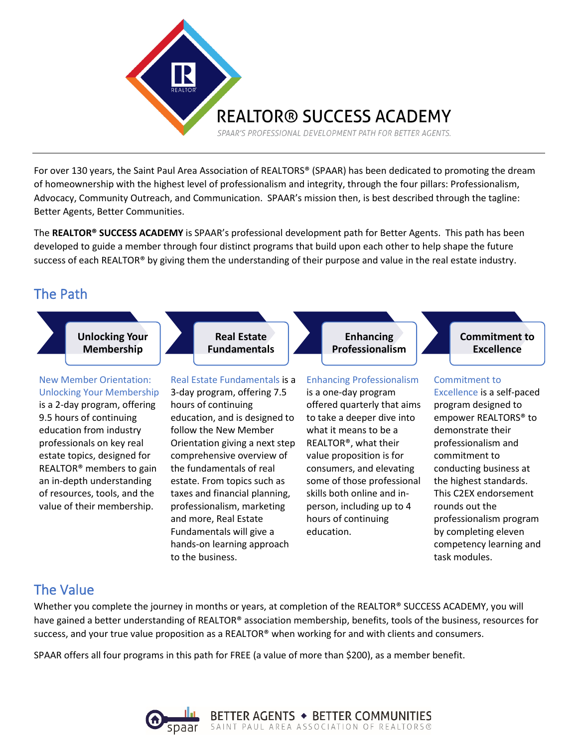# REALTOR® SUCCESS ACADEMY

*SPAAR'S PROFESSIONAL DEVELOPMENT PATH FOR BETTER AGENTS.*

For over 130 years, the Saint Paul Area Association of REALTORS® (SPAAR) has been dedicated to promoting the dream of homeownership with the highest level of professionalism and integrity, through the four pillars: Professionalism, Advocacy, Community Outreach, and Communication. SPAAR's mission then, is best described through the tagline: Better Agents, Better Communities.

The **REALTOR® SUCCESS ACADEMY** is SPAAR's professional development path for Better Agents. This path has been developed to guide a member through four distinct programs that build upon each other to help shape the future success of each REALTOR® by giving them the understanding of their purpose and value in the real estate industry.

## The Path

### Unlocking Your Membership

New Member Orientation: Unlocking Your Membership is a 2-day program, offering 9.5 hours of continuing education from industry professionals on key real estate topics, designed for REALTOR® members to gain an in-depth understanding of resources, tools, and the value of their membership.

### Real Estate Fundamentals

Real Estate Fundamentals is a 3-day program, offering 7.5 hours of continuing education, and is designed to follow the New Member Orientation giving a next step comprehensive overview of the fundamentals of real estate. From topics such as taxes and financial planning, professionalism, marketing and more, Real Estate Fundamentals will give a hands-on learning approach to the business.

### Enhancing Professionalism

Enhancing Professionalism is a one-day program offered quarterly that aims to take a deeper dive into what it means to be a REALTOR®, what their value proposition is for consumers, and elevating some of those professional skills both online and in-person, including up to 4 hours of continuing education.

### Commitment to Excellence

Commitment to Excellence is a self-paced program designed to empower REALTORS® to demonstrate their professionalism and commitment to conducting business at the highest standards. This C2EX endorsement rounds out the professionalism program by completing eleven competency learning and task modules.

## The Value

Whether you complete the journey in months or years, at completion of the REALTOR® SUCCESS ACADEMY, you will have gained a better understanding of REALTOR® association membership, benefits, tools of the business, resources for success, and your true value proposition as a REALTOR® when working for and with clients and consumers.

SPAAR offers all four programs in this path for FREE (a value of more than $200), as a member benefit.

BETTER AGENTS ◆ BETTER COMMUNITIES

SAINT PAUL AREA ASSOCIATION OF REALTORS®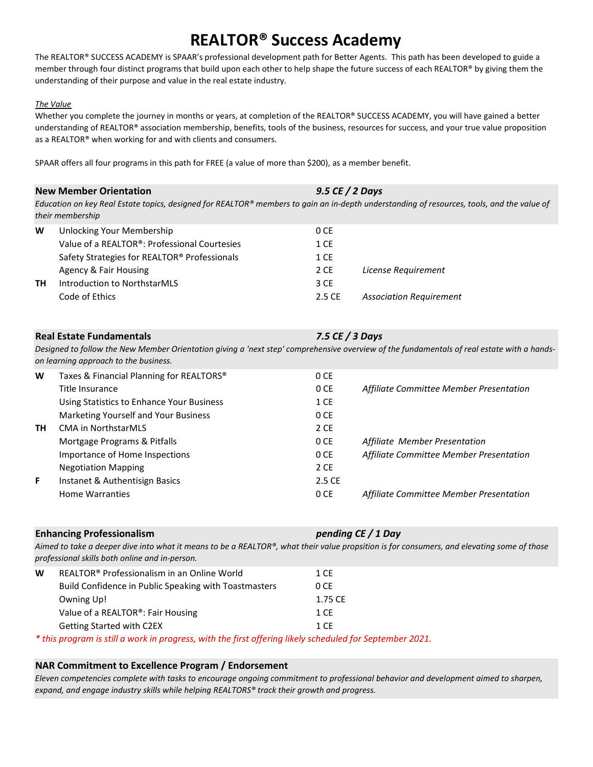# REALTOR® Success Academy

The REALTOR® SUCCESS ACADEMY is SPAAR's professional development path for Better Agents. This path has been developed to guide a member through four distinct programs that build upon each other to help shape the future success of each REALTOR® by giving them the understanding of their purpose and value in the real estate industry.

*The Value*

Whether you complete the journey in months or years, at completion of the REALTOR® SUCCESS ACADEMY, you will have gained a better understanding of REALTOR® association membership, benefits, tools of the business, resources for success, and your true value proposition as a REALTOR® when working for and with clients and consumers.

SPAAR offers all four programs in this path for FREE (a value of more than $200), as a member benefit.

## New Member Orientation — *9.5 CE / 2 Days*

*Education on key Real Estate topics, designed for REALTOR® members to gain an in-depth understanding of resources, tools, and the value of their membership*

| | | | |
|---|---|---|---|
| **W** | Unlocking Your Membership | 0 CE | |
| | Value of a REALTOR®: Professional Courtesies | 1 CE | |
| | Safety Strategies for REALTOR® Professionals | 1 CE | |
| | Agency & Fair Housing | 2 CE | *License Requirement* |
| **TH** | Introduction to NorthstarMLS | 3 CE | |
| | Code of Ethics | 2.5 CE | *Association Requirement* |

## Real Estate Fundamentals — *7.5 CE / 3 Days*

*Designed to follow the New Member Orientation giving a 'next step' comprehensive overview of the fundamentals of real estate with a hands-on learning approach to the business.*

| | | | |
|---|---|---|---|
| **W** | Taxes & Financial Planning for REALTORS® | 0 CE | |
| | Title Insurance | 0 CE | *Affiliate Committee Member Presentation* |
| | Using Statistics to Enhance Your Business | 1 CE | |
| | Marketing Yourself and Your Business | 0 CE | |
| **TH** | CMA in NorthstarMLS | 2 CE | |
| | Mortgage Programs & Pitfalls | 0 CE | *Affiliate Member Presentation* |
| | Importance of Home Inspections | 0 CE | *Affiliate Committee Member Presentation* |
| | Negotiation Mapping | 2 CE | |
| **F** | Instanet & Authentisign Basics | 2.5 CE | |
| | Home Warranties | 0 CE | *Affiliate Committee Member Presentation* |

## Enhancing Professionalism — *pending CE / 1 Day*

*Aimed to take a deeper dive into what it means to be a REALTOR®, what their value propsition is for consumers, and elevating some of those professional skills both online and in-person.*

| | | |
|---|---|---|
| **W** | REALTOR® Professionalism in an Online World | 1 CE |
| | Build Confidence in Public Speaking with Toastmasters | 0 CE |
| | Owning Up! | 1.75 CE |
| | Value of a REALTOR®: Fair Housing | 1 CE |
| | Getting Started with C2EX | 1 CE |

*\* this program is still a work in progress, with the first offering likely scheduled for September 2021.*

## NAR Commitment to Excellence Program / Endorsement

*Eleven competencies complete with tasks to encourage ongoing commitment to professional behavior and development aimed to sharpen, expand, and engage industry skills while helping REALTORS® track their growth and progress.*